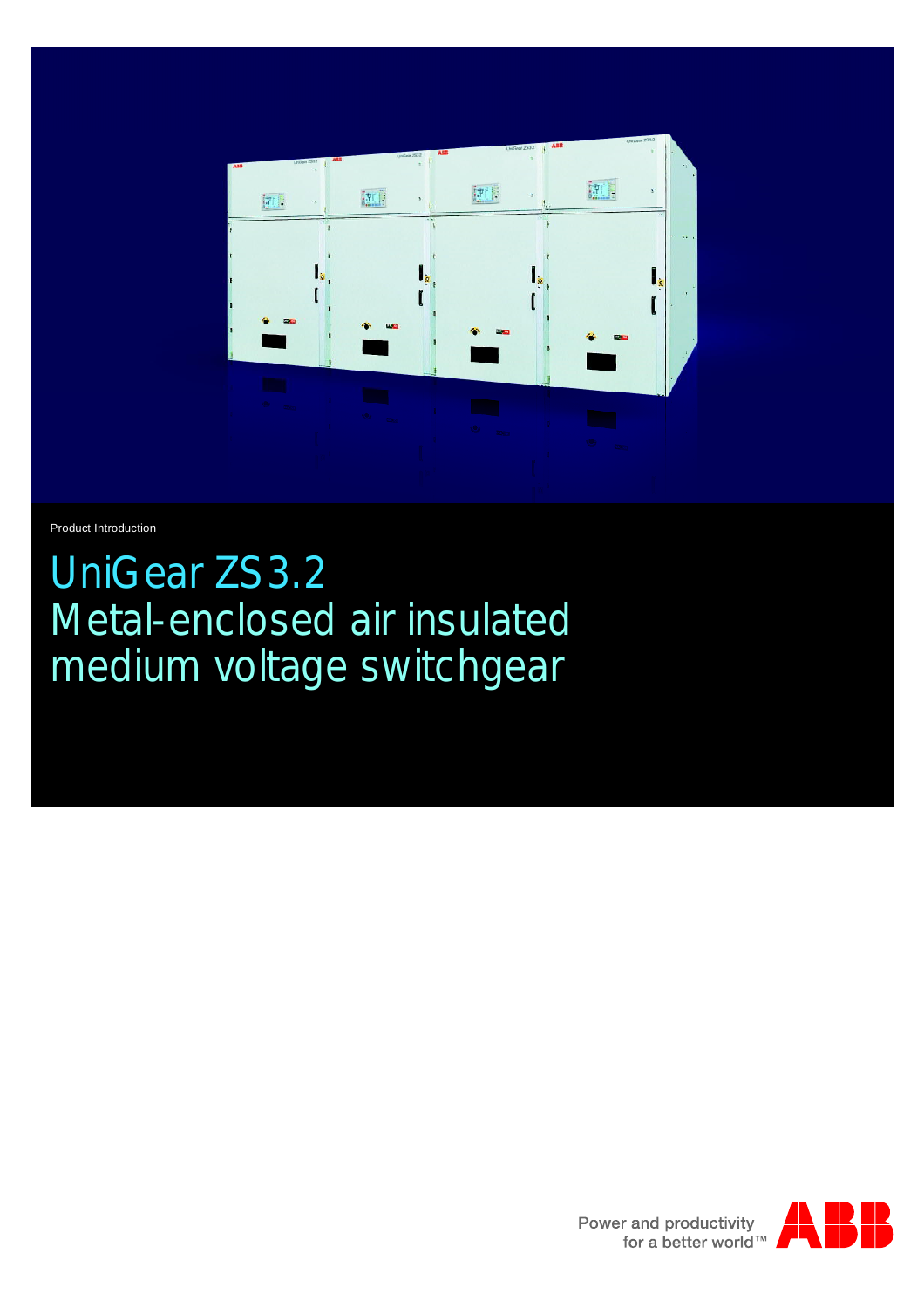Product Introduction

# UniGear ZS3.2
# Metal-enclosed air insulated medium voltage switchgear

Power and productivity for a better world™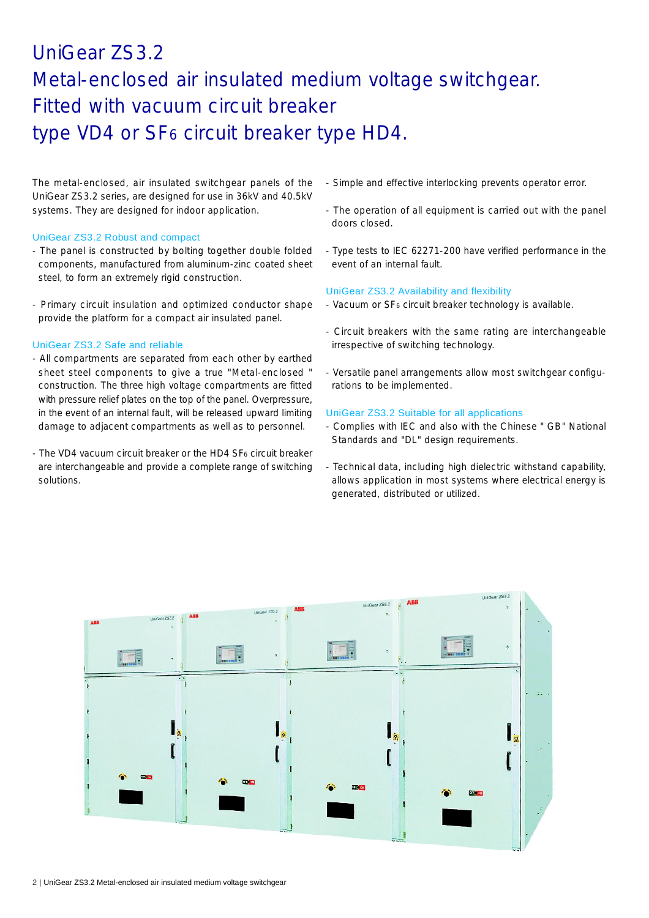# UniGear ZS3.2
# Metal-enclosed air insulated medium voltage switchgear. Fitted with vacuum circuit breaker type VD4 or $SF_6$ circuit breaker type HD4.

The metal-enclosed, air insulated switchgear panels of the UniGear ZS3.2 series, are designed for use in 36kV and 40.5kV systems. They are designed for indoor application.

### UniGear ZS3.2 Robust and compact

- The panel is constructed by bolting together double folded components, manufactured from aluminum-zinc coated sheet steel, to form an extremely rigid construction.
- Primary circuit insulation and optimized conductor shape provide the platform for a compact air insulated panel.

### UniGear ZS3.2 Safe and reliable

- All compartments are separated from each other by earthed sheet steel components to give a true "Metal-enclosed " construction. The three high voltage compartments are fitted with pressure relief plates on the top of the panel. Overpressure, in the event of an internal fault, will be released upward limiting damage to adjacent compartments as well as to personnel.
- The VD4 vacuum circuit breaker or the HD4 $SF_6$ circuit breaker are interchangeable and provide a complete range of switching solutions.
- Simple and effective interlocking prevents operator error.
- The operation of all equipment is carried out with the panel doors closed.
- Type tests to IEC 62271-200 have verified performance in the event of an internal fault.

### UniGear ZS3.2 Availability and flexibility

- Vacuum or $SF_6$ circuit breaker technology is available.
- Circuit breakers with the same rating are interchangeable irrespective of switching technology.
- Versatile panel arrangements allow most switchgear configurations to be implemented.

### UniGear ZS3.2 Suitable for all applications

- Complies with IEC and also with the Chinese " GB" National Standards and "DL" design requirements.
- Technical data, including high dielectric withstand capability, allows application in most systems where electrical energy is generated, distributed or utilized.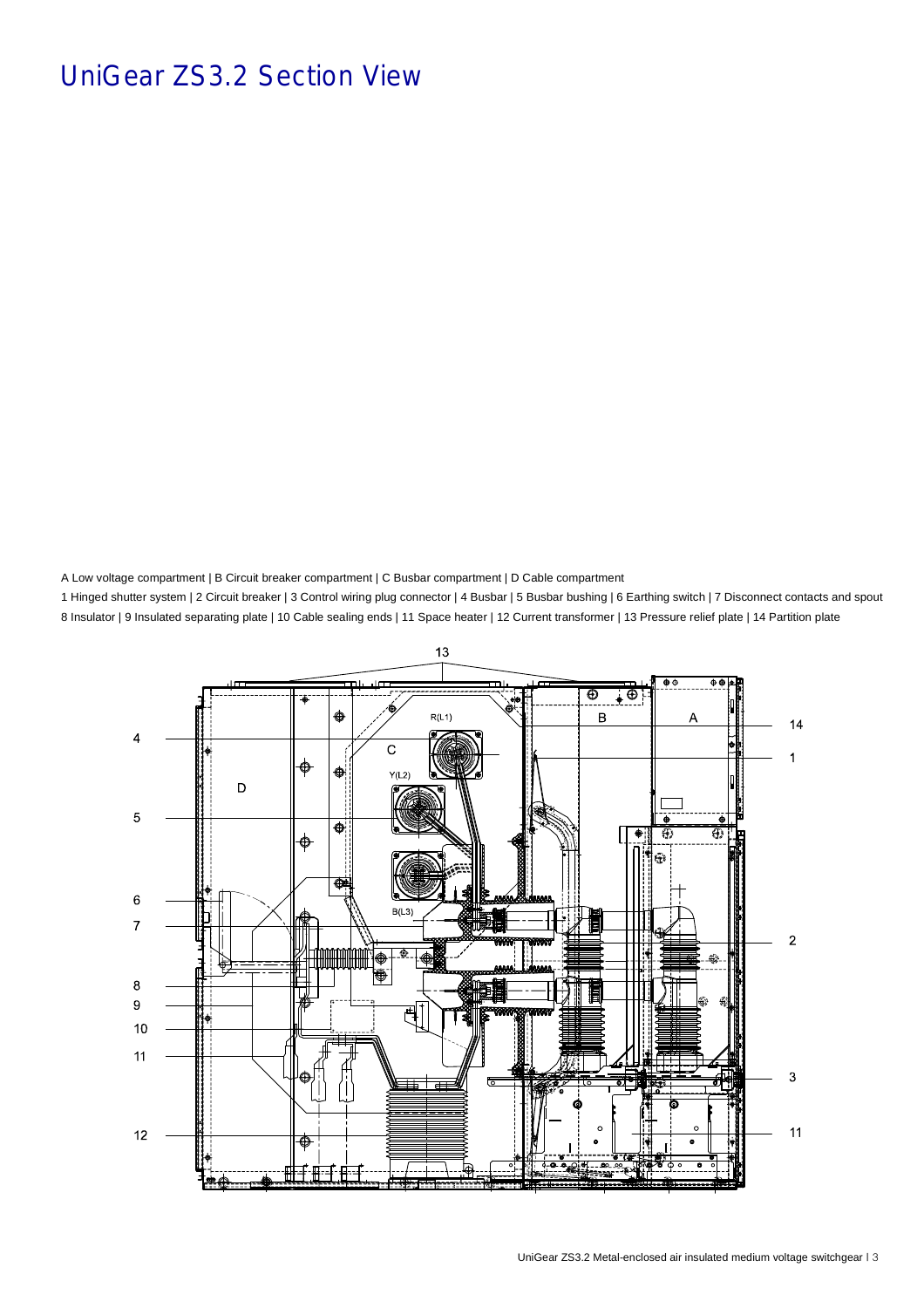# UniGear ZS3.2 Section View

A Low voltage compartment | B Circuit breaker compartment | C Busbar compartment | D Cable compartment

1 Hinged shutter system | 2 Circuit breaker | 3 Control wiring plug connector | 4 Busbar | 5 Busbar bushing | 6 Earthing switch | 7 Disconnect contacts and spout

8 Insulator | 9 Insulated separating plate | 10 Cable sealing ends | 11 Space heater | 12 Current transformer | 13 Pressure relief plate | 14 Partition plate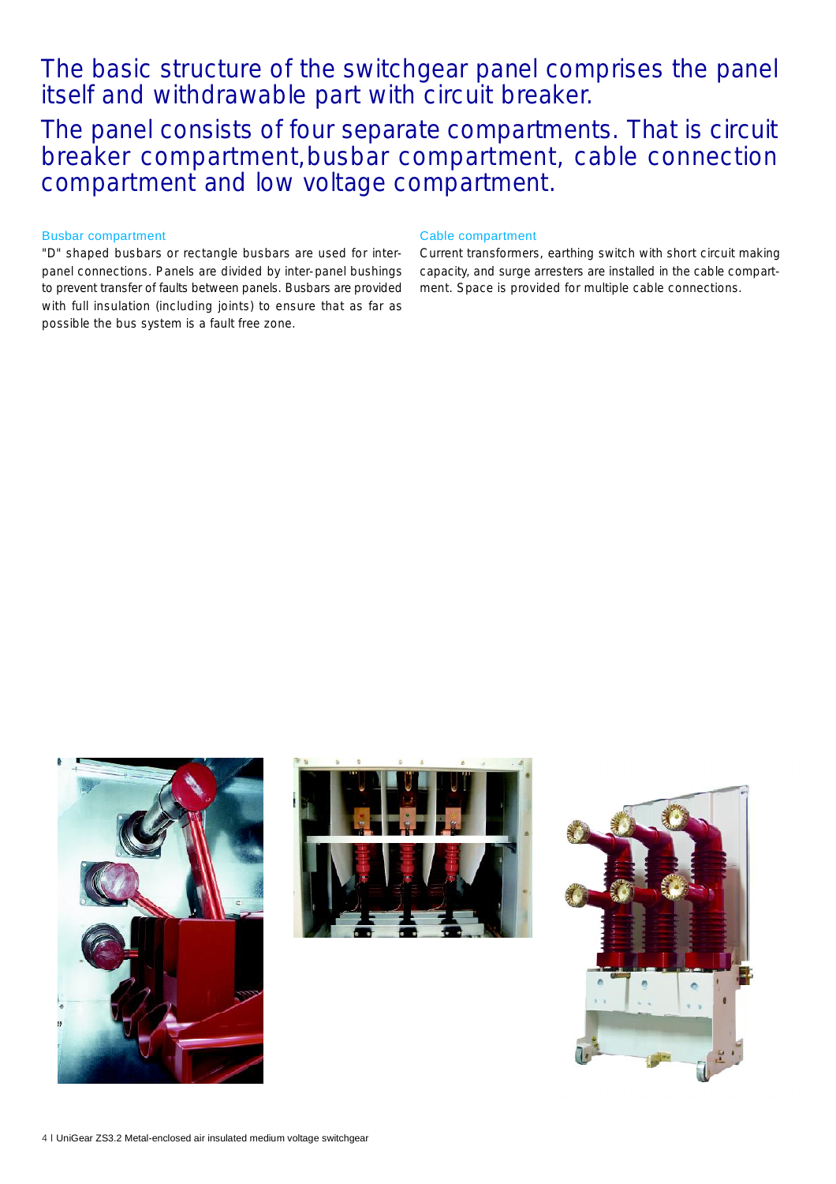# The basic structure of the switchgear panel comprises the panel itself and withdrawable part with circuit breaker.

# The panel consists of four separate compartments. That is circuit breaker compartment, busbar compartment, cable connection compartment and low voltage compartment.

### Busbar compartment

"D" shaped busbars or rectangle busbars are used for inter-panel connections. Panels are divided by inter-panel bushings to prevent transfer of faults between panels. Busbars are provided with full insulation (including joints) to ensure that as far as possible the bus system is a fault free zone.

### Cable compartment

Current transformers, earthing switch with short circuit making capacity, and surge arresters are installed in the cable compartment. Space is provided for multiple cable connections.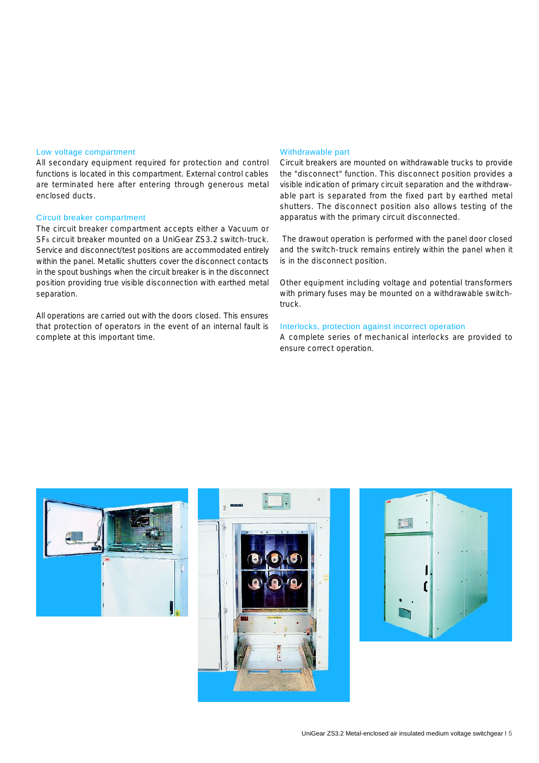## Low voltage compartment

All secondary equipment required for protection and control functions is located in this compartment. External control cables are terminated here after entering through generous metal enclosed ducts.

## Circuit breaker compartment

The circuit breaker compartment accepts either a Vacuum or $SF_6$ circuit breaker mounted on a UniGear ZS3.2 switch-truck. Service and disconnect/test positions are accommodated entirely within the panel. Metallic shutters cover the disconnect contacts in the spout bushings when the circuit breaker is in the disconnect position providing true visible disconnection with earthed metal separation.

All operations are carried out with the doors closed. This ensures that protection of operators in the event of an internal fault is complete at this important time.

## Withdrawable part

Circuit breakers are mounted on withdrawable trucks to provide the "disconnect" function. This disconnect position provides a visible indication of primary circuit separation and the withdrawable part is separated from the fixed part by earthed metal shutters. The disconnect position also allows testing of the apparatus with the primary circuit disconnected.

The drawout operation is performed with the panel door closed and the switch-truck remains entirely within the panel when it is in the disconnect position.

Other equipment including voltage and potential transformers with primary fuses may be mounted on a withdrawable switch-truck.

## Interlocks, protection against incorrect operation

A complete series of mechanical interlocks are provided to ensure correct operation.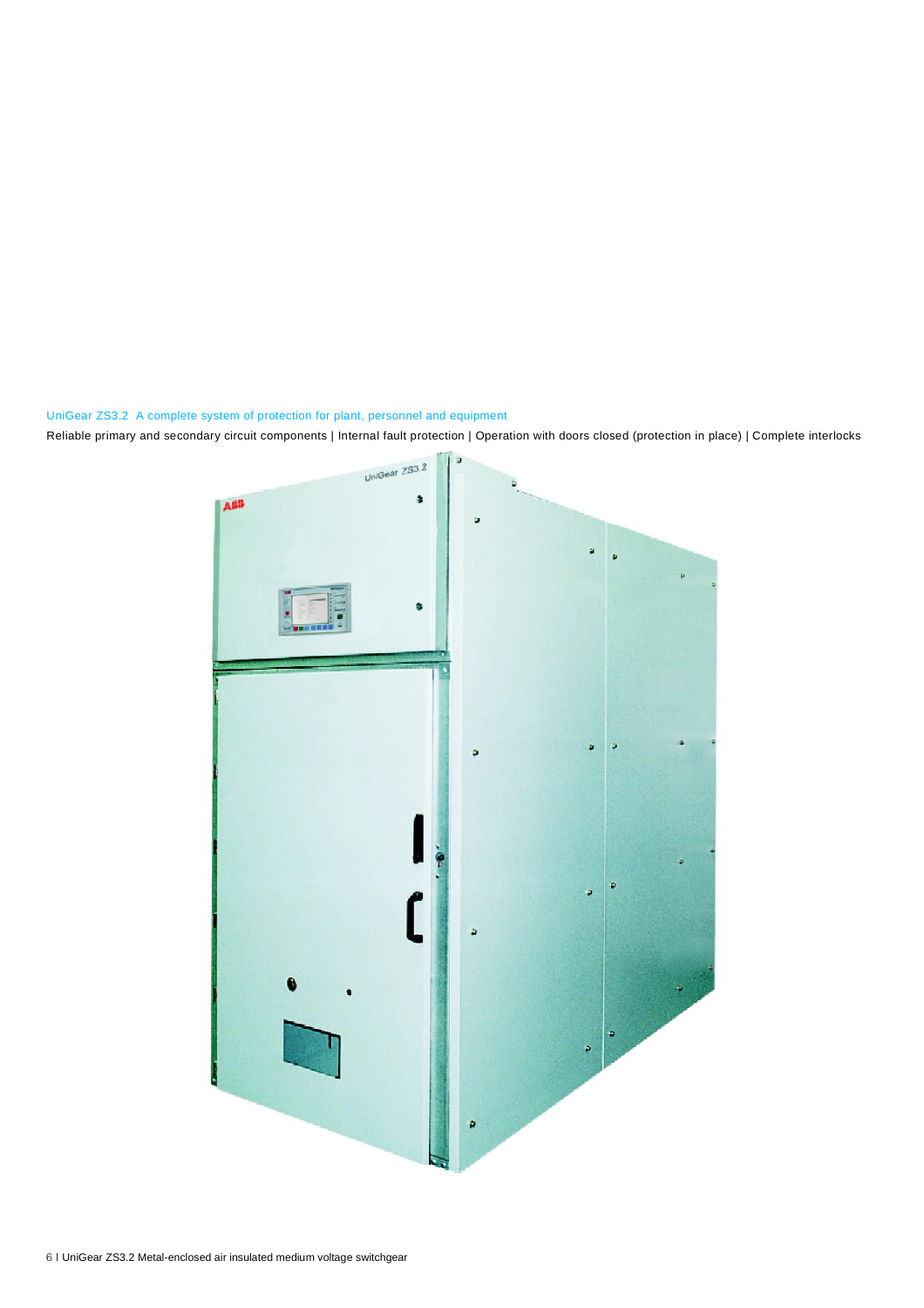UniGear ZS3.2 A complete system of protection for plant, personnel and equipment

Reliable primary and secondary circuit components | Internal fault protection | Operation with doors closed (protection in place) | Complete interlocks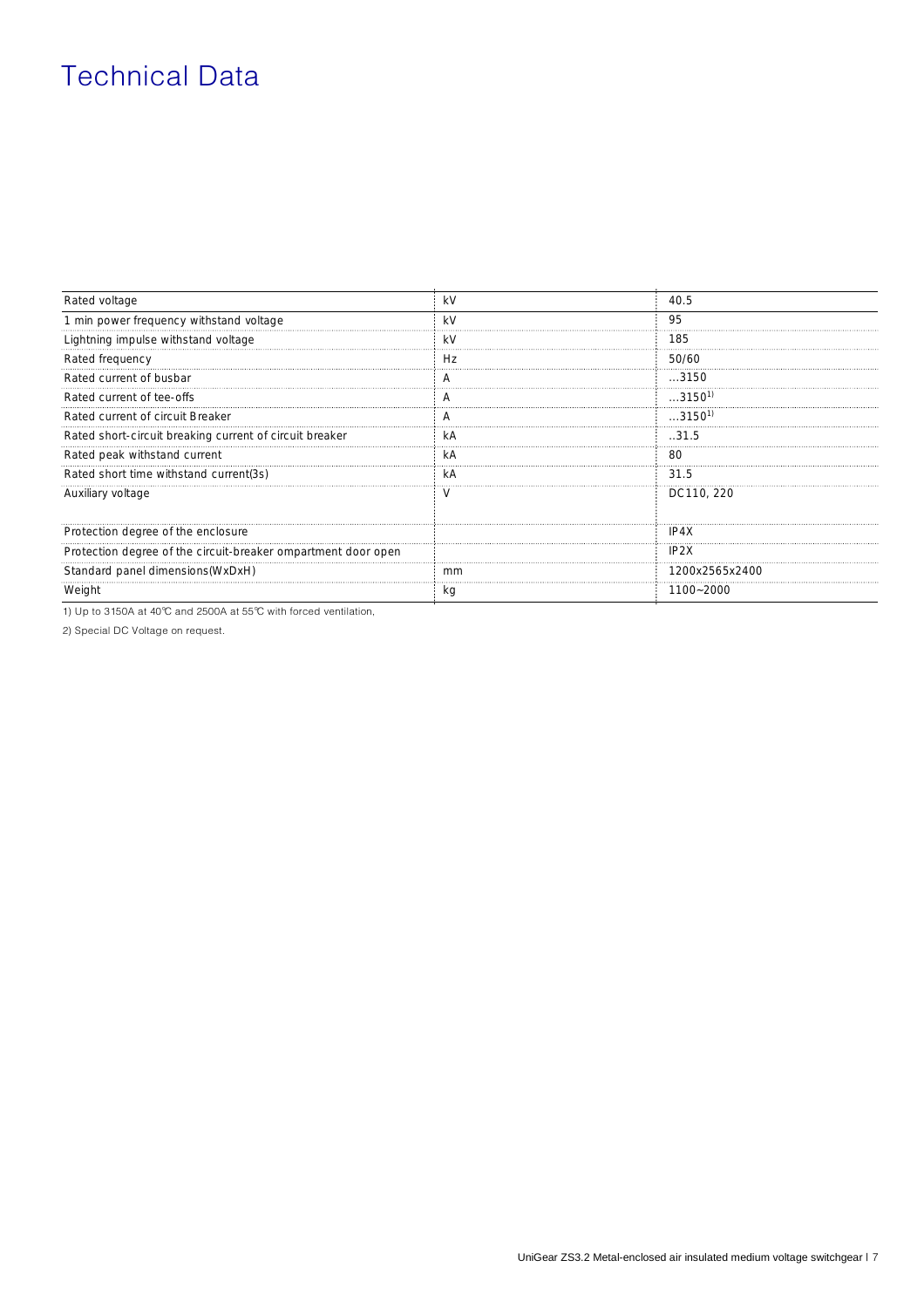# Technical Data

| Rated voltage | kV | 40.5 |
|---|---|---|
| 1 min power frequency withstand voltage | kV | 95 |
| Lightning impulse withstand voltage | kV | 185 |
| Rated frequency | Hz | 50/60 |
| Rated current of busbar | A | …3150 |
| Rated current of tee-offs | A | …3150[1)] |
| Rated current of circuit Breaker | A | …3150[1)] |
| Rated short-circuit breaking current of circuit breaker | kA | ..31.5 |
| Rated peak withstand current | kA | 80 |
| Rated short time withstand current(3s) | kA | 31.5 |
| Auxiliary voltage | V | DC110, 220 |
| Protection degree of the enclosure | | IP4X |
| Protection degree of the circuit-breaker ompartment door open | | IP2X |
| Standard panel dimensions(WxDxH) | mm | 1200x2565x2400 |
| Weight | kg | 1100~2000 |

1) Up to 3150A at 40℃ and 2500A at 55℃ with forced ventilation,

2) Special DC Voltage on request.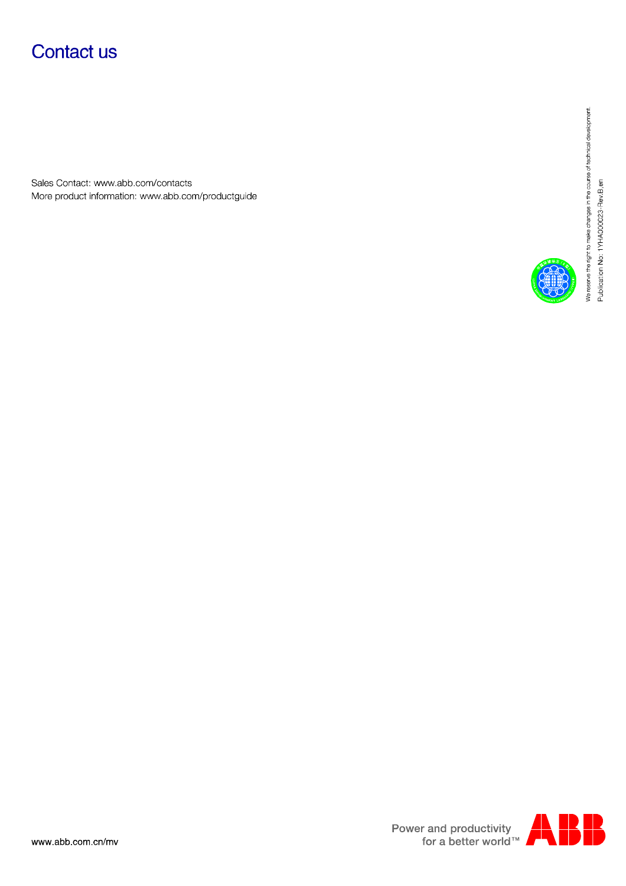# Contact us

Sales Contact: www.abb.com/contacts
More product information: www.abb.com/productguide

We reserve the right to make changes in the course of technical development.
Publication No: 1YHA000023-Rev.B.en

www.abb.com.cn/mv

Power and productivity
for a better world™